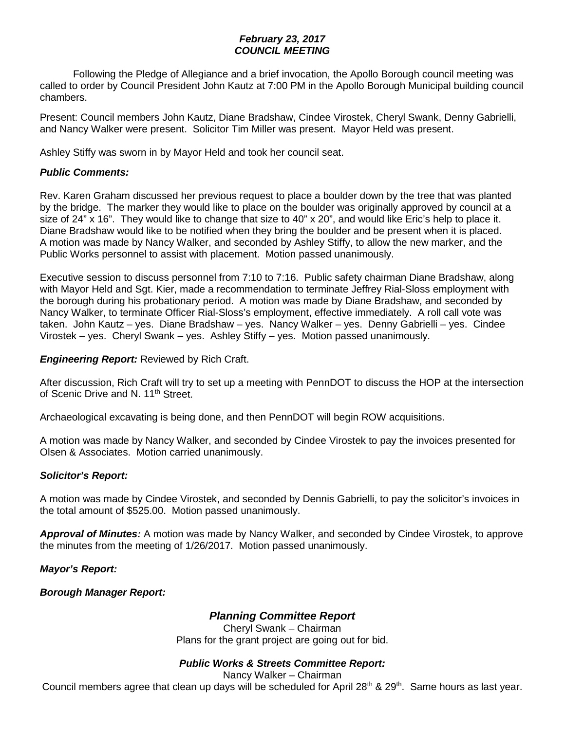***February 23, 2017***
***COUNCIL MEETING***

Following the Pledge of Allegiance and a brief invocation, the Apollo Borough council meeting was called to order by Council President John Kautz at 7:00 PM in the Apollo Borough Municipal building council chambers.

Present: Council members John Kautz, Diane Bradshaw, Cindee Virostek, Cheryl Swank, Denny Gabrielli, and Nancy Walker were present. Solicitor Tim Miller was present. Mayor Held was present.

Ashley Stiffy was sworn in by Mayor Held and took her council seat.

***Public Comments:***

Rev. Karen Graham discussed her previous request to place a boulder down by the tree that was planted by the bridge. The marker they would like to place on the boulder was originally approved by council at a size of 24" x 16". They would like to change that size to 40" x 20", and would like Eric's help to place it. Diane Bradshaw would like to be notified when they bring the boulder and be present when it is placed. A motion was made by Nancy Walker, and seconded by Ashley Stiffy, to allow the new marker, and the Public Works personnel to assist with placement. Motion passed unanimously.

Executive session to discuss personnel from 7:10 to 7:16. Public safety chairman Diane Bradshaw, along with Mayor Held and Sgt. Kier, made a recommendation to terminate Jeffrey Rial-Sloss employment with the borough during his probationary period. A motion was made by Diane Bradshaw, and seconded by Nancy Walker, to terminate Officer Rial-Sloss's employment, effective immediately. A roll call vote was taken. John Kautz – yes. Diane Bradshaw – yes. Nancy Walker – yes. Denny Gabrielli – yes. Cindee Virostek – yes. Cheryl Swank – yes. Ashley Stiffy – yes. Motion passed unanimously.

***Engineering Report:*** Reviewed by Rich Craft.

After discussion, Rich Craft will try to set up a meeting with PennDOT to discuss the HOP at the intersection of Scenic Drive and N. 11th Street.

Archaeological excavating is being done, and then PennDOT will begin ROW acquisitions.

A motion was made by Nancy Walker, and seconded by Cindee Virostek to pay the invoices presented for Olsen & Associates. Motion carried unanimously.

***Solicitor's Report:***

A motion was made by Cindee Virostek, and seconded by Dennis Gabrielli, to pay the solicitor's invoices in the total amount of $525.00. Motion passed unanimously.

***Approval of Minutes:*** A motion was made by Nancy Walker, and seconded by Cindee Virostek, to approve the minutes from the meeting of 1/26/2017. Motion passed unanimously.

***Mayor's Report:***

***Borough Manager Report:***

## *Planning Committee Report*

Cheryl Swank – Chairman

Plans for the grant project are going out for bid.

### *Public Works & Streets Committee Report:*

Nancy Walker – Chairman

Council members agree that clean up days will be scheduled for April 28th & 29th. Same hours as last year.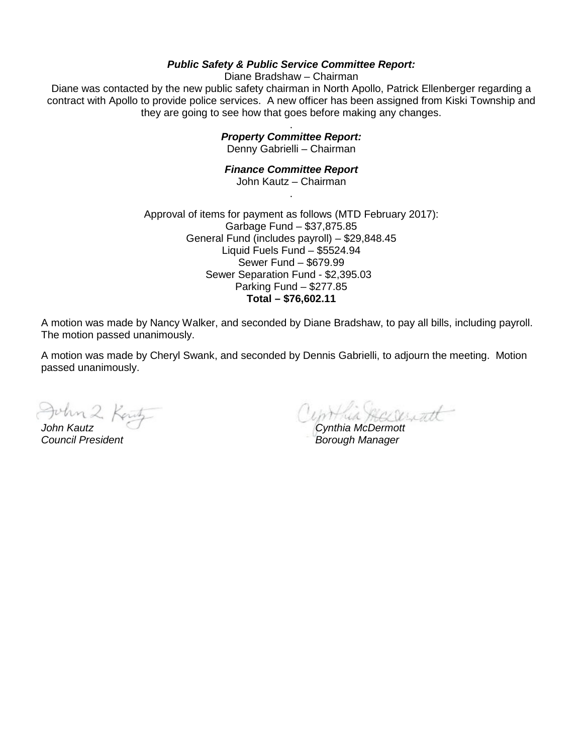***Public Safety & Public Service Committee Report:***

Diane Bradshaw – Chairman

Diane was contacted by the new public safety chairman in North Apollo, Patrick Ellenberger regarding a contract with Apollo to provide police services. A new officer has been assigned from Kiski Township and they are going to see how that goes before making any changes.

.

***Property Committee Report:***

Denny Gabrielli – Chairman

***Finance Committee Report***

John Kautz – Chairman

.

Approval of items for payment as follows (MTD February 2017):

Garbage Fund – $37,875.85

General Fund (includes payroll) – $29,848.45

Liquid Fuels Fund – $5524.94

Sewer Fund – $679.99

Sewer Separation Fund - $2,395.03

Parking Fund – $277.85

**Total – $76,602.11**

A motion was made by Nancy Walker, and seconded by Diane Bradshaw, to pay all bills, including payroll. The motion passed unanimously.

A motion was made by Cheryl Swank, and seconded by Dennis Gabrielli, to adjourn the meeting. Motion passed unanimously.

*John Kautz*
*Council President*

*Cynthia McDermott*
*Borough Manager*